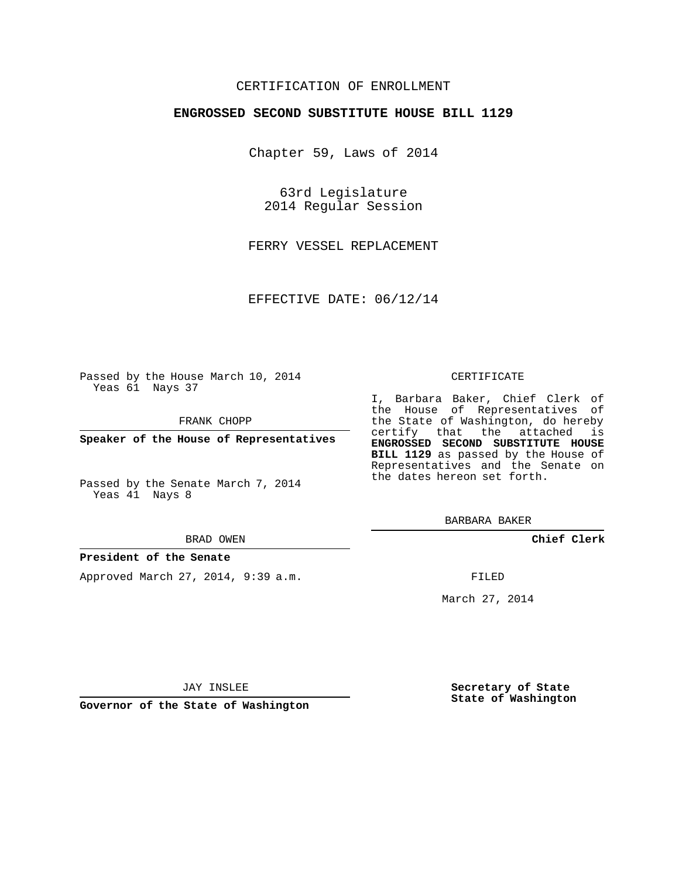CERTIFICATION OF ENROLLMENT

**ENGROSSED SECOND SUBSTITUTE HOUSE BILL 1129**

Chapter 59, Laws of 2014

63rd Legislature
2014 Regular Session

FERRY VESSEL REPLACEMENT

EFFECTIVE DATE: 06/12/14

Passed by the House March 10, 2014
Yeas 61 Nays 37

FRANK CHOPP

**Speaker of the House of Representatives**

Passed by the Senate March 7, 2014
Yeas 41 Nays 8

BRAD OWEN

**President of the Senate**

Approved March 27, 2014, 9:39 a.m.

JAY INSLEE

**Governor of the State of Washington**

CERTIFICATE

I, Barbara Baker, Chief Clerk of the House of Representatives of the State of Washington, do hereby certify that the attached is **ENGROSSED SECOND SUBSTITUTE HOUSE BILL 1129** as passed by the House of Representatives and the Senate on the dates hereon set forth.

BARBARA BAKER

**Chief Clerk**

FILED

March 27, 2014

**Secretary of State**
**State of Washington**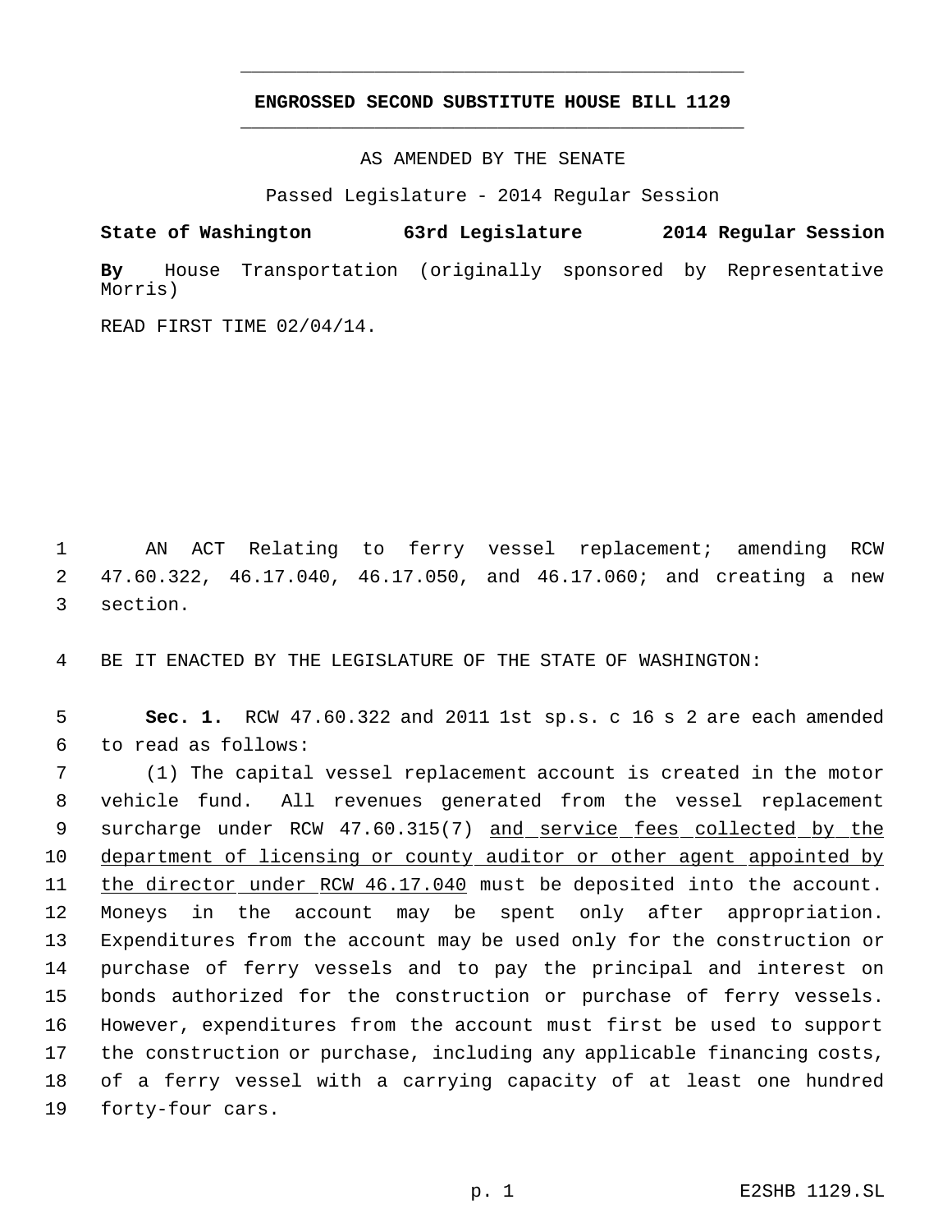# ENGROSSED SECOND SUBSTITUTE HOUSE BILL 1129

AS AMENDED BY THE SENATE

Passed Legislature - 2014 Regular Session

**State of Washington 63rd Legislature 2014 Regular Session**

**By** House Transportation (originally sponsored by Representative Morris)

READ FIRST TIME 02/04/14.

AN ACT Relating to ferry vessel replacement; amending RCW 47.60.322, 46.17.040, 46.17.050, and 46.17.060; and creating a new section.

BE IT ENACTED BY THE LEGISLATURE OF THE STATE OF WASHINGTON:

**Sec. 1.** RCW 47.60.322 and 2011 1st sp.s. c 16 s 2 are each amended to read as follows:

(1) The capital vessel replacement account is created in the motor vehicle fund. All revenues generated from the vessel replacement surcharge under RCW 47.60.315(7) <u>and service fees collected by the department of licensing or county auditor or other agent appointed by the director under RCW 46.17.040</u> must be deposited into the account. Moneys in the account may be spent only after appropriation. Expenditures from the account may be used only for the construction or purchase of ferry vessels and to pay the principal and interest on bonds authorized for the construction or purchase of ferry vessels. However, expenditures from the account must first be used to support the construction or purchase, including any applicable financing costs, of a ferry vessel with a carrying capacity of at least one hundred forty-four cars.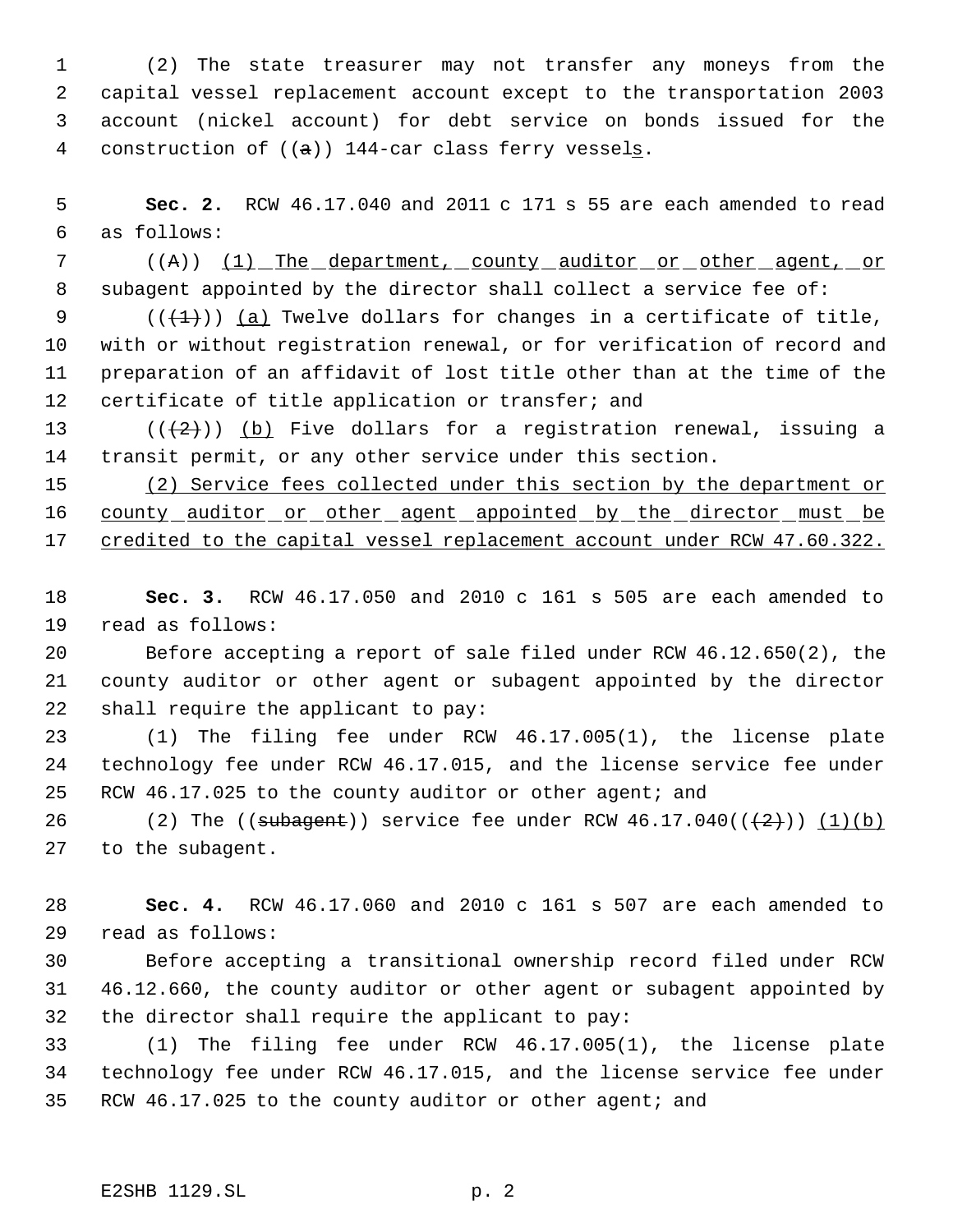(2) The state treasurer may not transfer any moneys from the capital vessel replacement account except to the transportation 2003 account (nickel account) for debt service on bonds issued for the construction of ((~~a~~)) 144-car class ferry vessel<u>s</u>.

**Sec. 2.** RCW 46.17.040 and 2011 c 171 s 55 are each amended to read as follows:

((~~A~~)) <u>(1) The department, county auditor or other agent, or</u> subagent appointed by the director shall collect a service fee of:

((~~(1)~~)) <u>(a)</u> Twelve dollars for changes in a certificate of title, with or without registration renewal, or for verification of record and preparation of an affidavit of lost title other than at the time of the certificate of title application or transfer; and

((~~(2)~~)) <u>(b)</u> Five dollars for a registration renewal, issuing a transit permit, or any other service under this section.

<u>(2) Service fees collected under this section by the department or county auditor or other agent appointed by the director must be credited to the capital vessel replacement account under RCW 47.60.322.</u>

**Sec. 3.** RCW 46.17.050 and 2010 c 161 s 505 are each amended to read as follows:

Before accepting a report of sale filed under RCW 46.12.650(2), the county auditor or other agent or subagent appointed by the director shall require the applicant to pay:

(1) The filing fee under RCW 46.17.005(1), the license plate technology fee under RCW 46.17.015, and the license service fee under RCW 46.17.025 to the county auditor or other agent; and

(2) The ((~~subagent~~)) service fee under RCW 46.17.040((~~(2)~~)) <u>(1)(b)</u> to the subagent.

**Sec. 4.** RCW 46.17.060 and 2010 c 161 s 507 are each amended to read as follows:

Before accepting a transitional ownership record filed under RCW 46.12.660, the county auditor or other agent or subagent appointed by the director shall require the applicant to pay:

(1) The filing fee under RCW 46.17.005(1), the license plate technology fee under RCW 46.17.015, and the license service fee under RCW 46.17.025 to the county auditor or other agent; and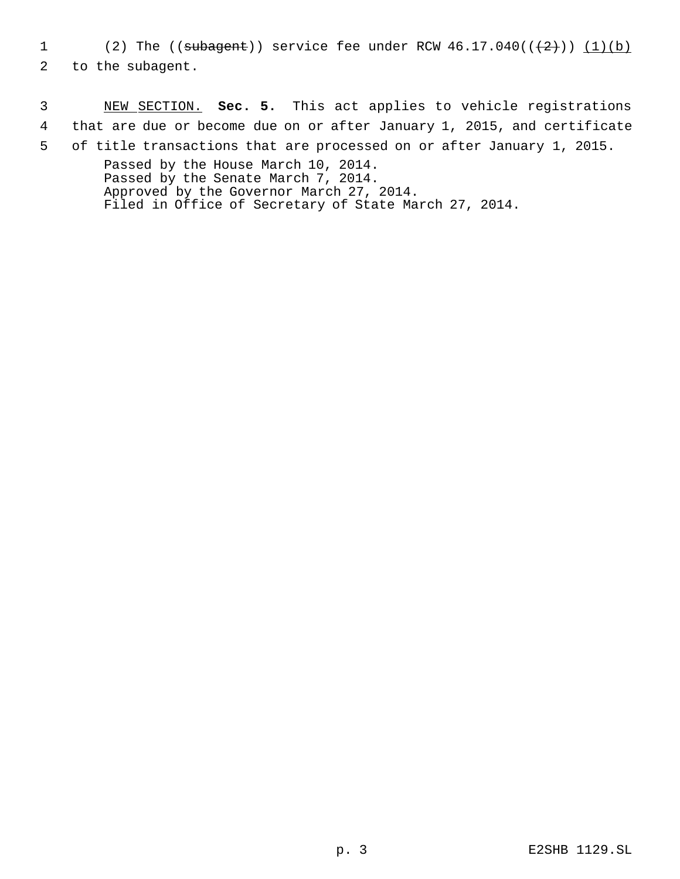(2) The ((~~subagent~~)) service fee under RCW 46.17.040((~~(2)~~)) <u>(1)(b)</u> to the subagent.

<u>NEW SECTION.</u> **Sec. 5.** This act applies to vehicle registrations that are due or become due on or after January 1, 2015, and certificate of title transactions that are processed on or after January 1, 2015.

Passed by the House March 10, 2014.
Passed by the Senate March 7, 2014.
Approved by the Governor March 27, 2014.
Filed in Office of Secretary of State March 27, 2014.